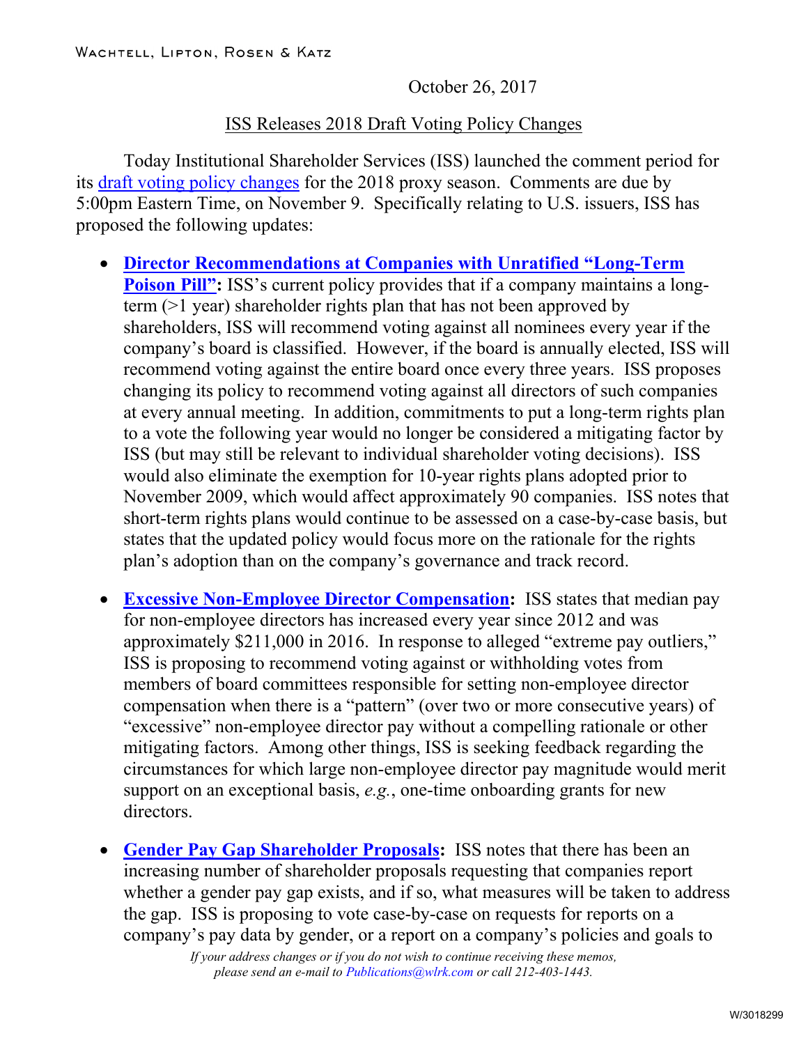Wachtell, Lipton, Rosen & Katz

October 26, 2017

ISS Releases 2018 Draft Voting Policy Changes

Today Institutional Shareholder Services (ISS) launched the comment period for its draft voting policy changes for the 2018 proxy season. Comments are due by 5:00pm Eastern Time, on November 9. Specifically relating to U.S. issuers, ISS has proposed the following updates:

- **Director Recommendations at Companies with Unratified "Long-Term Poison Pill":** ISS's current policy provides that if a company maintains a long-term (>1 year) shareholder rights plan that has not been approved by shareholders, ISS will recommend voting against all nominees every year if the company's board is classified. However, if the board is annually elected, ISS will recommend voting against the entire board once every three years. ISS proposes changing its policy to recommend voting against all directors of such companies at every annual meeting. In addition, commitments to put a long-term rights plan to a vote the following year would no longer be considered a mitigating factor by ISS (but may still be relevant to individual shareholder voting decisions). ISS would also eliminate the exemption for 10-year rights plans adopted prior to November 2009, which would affect approximately 90 companies. ISS notes that short-term rights plans would continue to be assessed on a case-by-case basis, but states that the updated policy would focus more on the rationale for the rights plan's adoption than on the company's governance and track record.

- **Excessive Non-Employee Director Compensation:** ISS states that median pay for non-employee directors has increased every year since 2012 and was approximately $211,000 in 2016. In response to alleged "extreme pay outliers," ISS is proposing to recommend voting against or withholding votes from members of board committees responsible for setting non-employee director compensation when there is a "pattern" (over two or more consecutive years) of "excessive" non-employee director pay without a compelling rationale or other mitigating factors. Among other things, ISS is seeking feedback regarding the circumstances for which large non-employee director pay magnitude would merit support on an exceptional basis, *e.g.*, one-time onboarding grants for new directors.

- **Gender Pay Gap Shareholder Proposals:** ISS notes that there has been an increasing number of shareholder proposals requesting that companies report whether a gender pay gap exists, and if so, what measures will be taken to address the gap. ISS is proposing to vote case-by-case on requests for reports on a company's pay data by gender, or a report on a company's policies and goals to

*If your address changes or if you do not wish to continue receiving these memos, please send an e-mail to Publications@wlrk.com or call 212-403-1443.*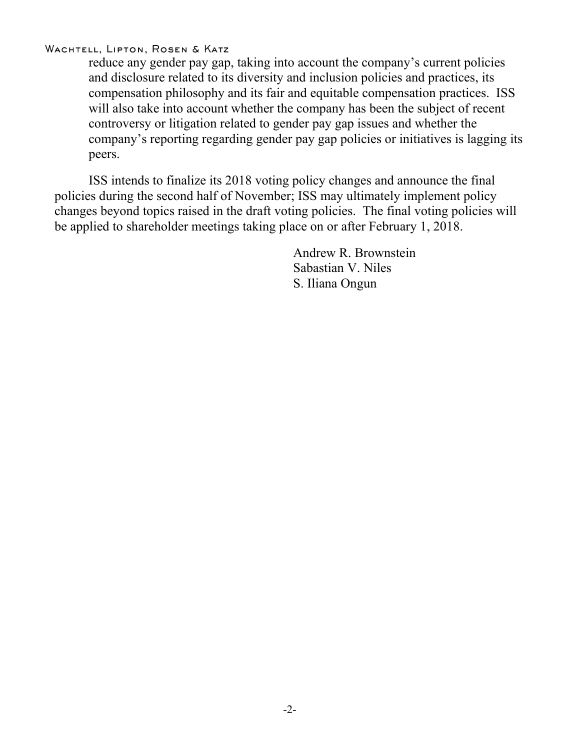reduce any gender pay gap, taking into account the company's current policies and disclosure related to its diversity and inclusion policies and practices, its compensation philosophy and its fair and equitable compensation practices. ISS will also take into account whether the company has been the subject of recent controversy or litigation related to gender pay gap issues and whether the company's reporting regarding gender pay gap policies or initiatives is lagging its peers.

ISS intends to finalize its 2018 voting policy changes and announce the final policies during the second half of November; ISS may ultimately implement policy changes beyond topics raised in the draft voting policies. The final voting policies will be applied to shareholder meetings taking place on or after February 1, 2018.

Andrew R. Brownstein
Sabastian V. Niles
S. Iliana Ongun